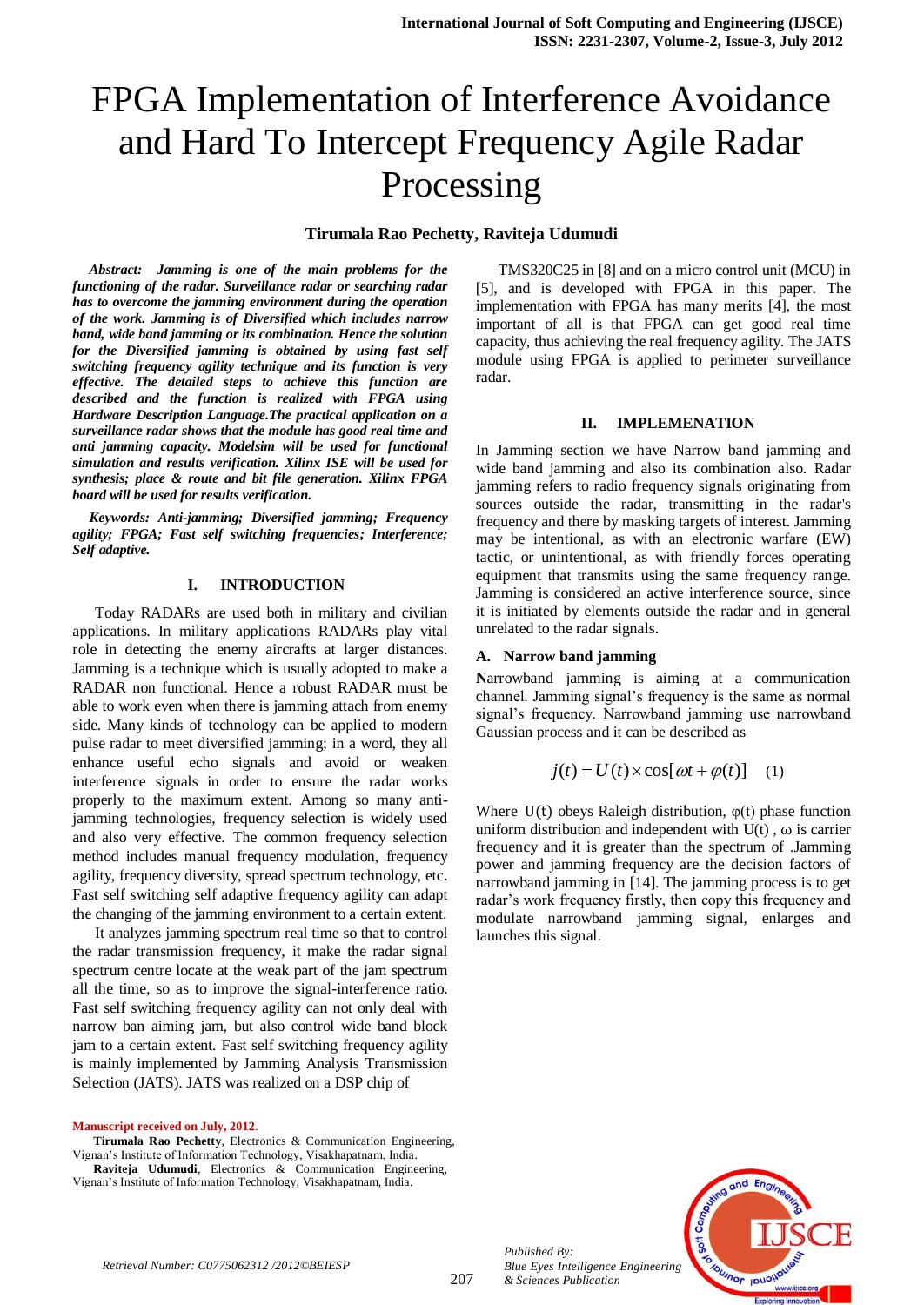# FPGA Implementation of Interference Avoidance and Hard To Intercept Frequency Agile Radar Processing

**Tirumala Rao Pechetty, Raviteja Udumudi**

***Abstract:** Jamming is one of the main problems for the functioning of the radar. Surveillance radar or searching radar has to overcome the jamming environment during the operation of the work. Jamming is of Diversified which includes narrow band, wide band jamming or its combination. Hence the solution for the Diversified jamming is obtained by using fast self switching frequency agility technique and its function is very effective. The detailed steps to achieve this function are described and the function is realized with FPGA using Hardware Description Language.The practical application on a surveillance radar shows that the module has good real time and anti jamming capacity. Modelsim will be used for functional simulation and results verification. Xilinx ISE will be used for synthesis; place & route and bit file generation. Xilinx FPGA board will be used for results verification.*

***Keywords:** Anti-jamming; Diversified jamming; Frequency agility; FPGA; Fast self switching frequencies; Interference; Self adaptive.*

## I. INTRODUCTION

Today RADARs are used both in military and civilian applications. In military applications RADARs play vital role in detecting the enemy aircrafts at larger distances. Jamming is a technique which is usually adopted to make a RADAR non functional. Hence a robust RADAR must be able to work even when there is jamming attach from enemy side. Many kinds of technology can be applied to modern pulse radar to meet diversified jamming; in a word, they all enhance useful echo signals and avoid or weaken interference signals in order to ensure the radar works properly to the maximum extent. Among so many anti-jamming technologies, frequency selection is widely used and also very effective. The common frequency selection method includes manual frequency modulation, frequency agility, frequency diversity, spread spectrum technology, etc. Fast self switching self adaptive frequency agility can adapt the changing of the jamming environment to a certain extent.

It analyzes jamming spectrum real time so that to control the radar transmission frequency, it make the radar signal spectrum centre locate at the weak part of the jam spectrum all the time, so as to improve the signal-interference ratio. Fast self switching frequency agility can not only deal with narrow ban aiming jam, but also control wide band block jam to a certain extent. Fast self switching frequency agility is mainly implemented by Jamming Analysis Transmission Selection (JATS). JATS was realized on a DSP chip of TMS320C25 in [8] and on a micro control unit (MCU) in [5], and is developed with FPGA in this paper. The implementation with FPGA has many merits [4], the most important of all is that FPGA can get good real time capacity, thus achieving the real frequency agility. The JATS module using FPGA is applied to perimeter surveillance radar.

## II. IMPLEMENATION

In Jamming section we have Narrow band jamming and wide band jamming and also its combination also. Radar jamming refers to radio frequency signals originating from sources outside the radar, transmitting in the radar's frequency and there by masking targets of interest. Jamming may be intentional, as with an electronic warfare (EW) tactic, or unintentional, as with friendly forces operating equipment that transmits using the same frequency range. Jamming is considered an active interference source, since it is initiated by elements outside the radar and in general unrelated to the radar signals.

### A. Narrow band jamming

**N**arrowband jamming is aiming at a communication channel. Jamming signal's frequency is the same as normal signal's frequency. Narrowband jamming use narrowband Gaussian process and it can be described as

$$j(t) = U(t) \times \cos[\omega t + \varphi(t)] \quad (1)$$

Where U(t) obeys Raleigh distribution, φ(t) phase function uniform distribution and independent with U(t) , ω is carrier frequency and it is greater than the spectrum of .Jamming power and jamming frequency are the decision factors of narrowband jamming in [14]. The jamming process is to get radar's work frequency firstly, then copy this frequency and modulate narrowband jamming signal, enlarges and launches this signal.

**Manuscript received on July, 2012.**

**Tirumala Rao Pechetty**, Electronics & Communication Engineering, Vignan's Institute of Information Technology, Visakhapatnam, India.

**Raviteja Udumudi**, Electronics & Communication Engineering, Vignan's Institute of Information Technology, Visakhapatnam, India.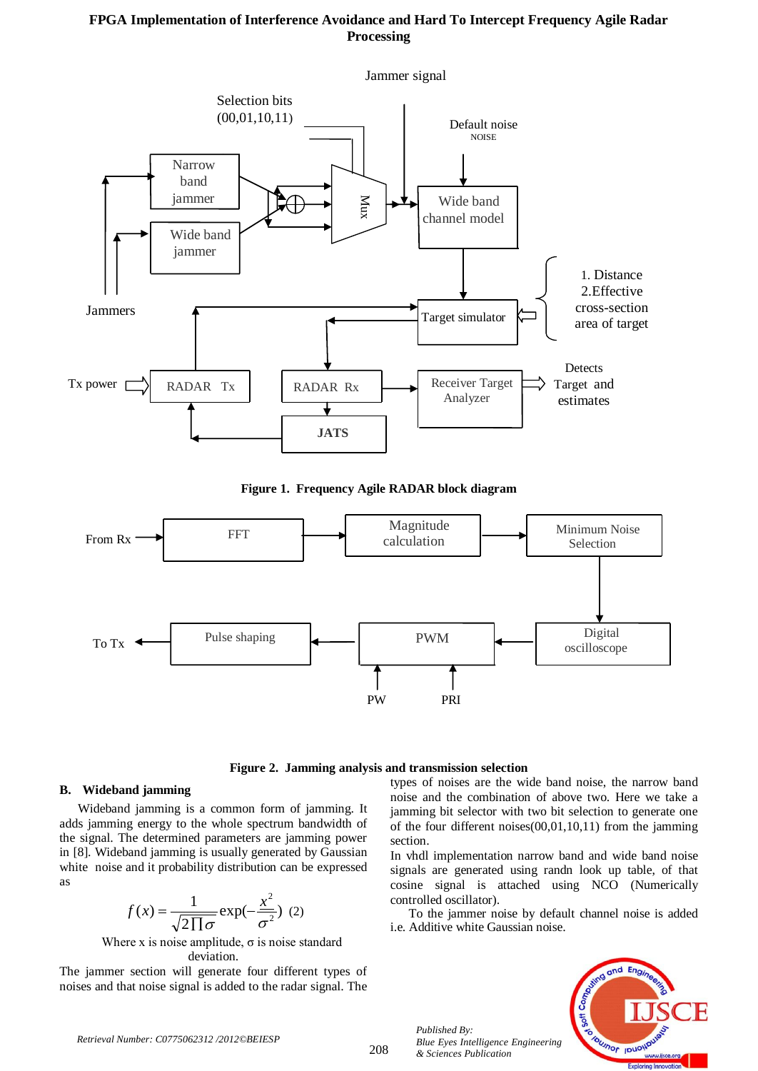Figure 1. Frequency Agile RADAR block diagram

Figure 2. Jamming analysis and transmission selection

### B. Wideband jamming

Wideband jamming is a common form of jamming. It adds jamming energy to the whole spectrum bandwidth of the signal. The determined parameters are jamming power in [8]. Wideband jamming is usually generated by Gaussian white noise and it probability distribution can be expressed as

$$f(x) = \frac{1}{\sqrt{2\prod\sigma}} \exp(-\frac{x^2}{\sigma^2}) \quad (2)$$

Where x is noise amplitude, σ is noise standard deviation.

The jammer section will generate four different types of noises and that noise signal is added to the radar signal. The types of noises are the wide band noise, the narrow band noise and the combination of above two. Here we take a jamming bit selector with two bit selection to generate one of the four different noises(00,01,10,11) from the jamming section.

In vhdl implementation narrow band and wide band noise signals are generated using randn look up table, of that cosine signal is attached using NCO (Numerically controlled oscillator).

To the jammer noise by default channel noise is added i.e. Additive white Gaussian noise.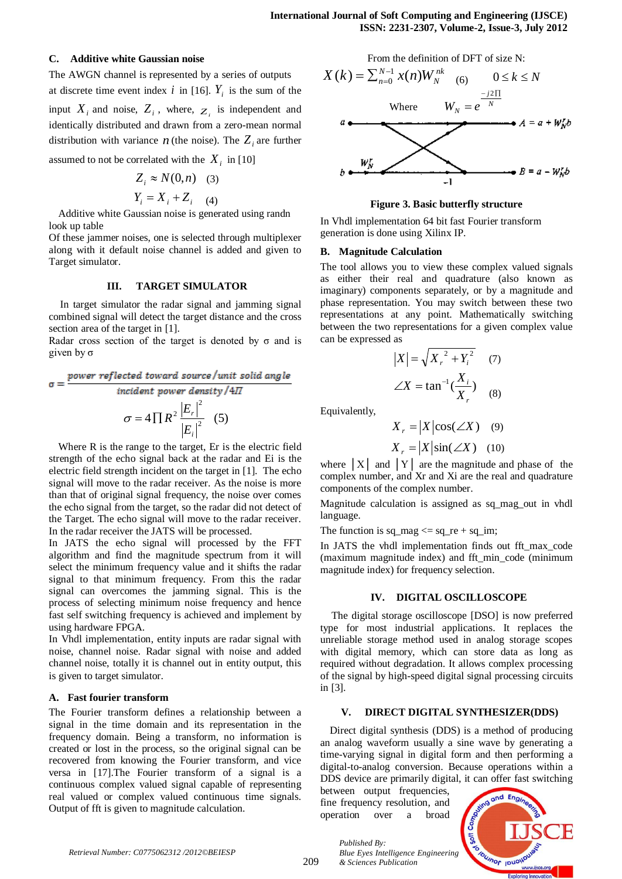### C. Additive white Gaussian noise

The AWGN channel is represented by a series of outputs at discrete time event index $i$ in [16]. $Y_i$ is the sum of the input $X_i$ and noise, $Z_i$, where, $Z_i$ is independent and identically distributed and drawn from a zero-mean normal distribution with variance $n$ (the noise). The $Z_i$ are further assumed to not be correlated with the $X_i$ in [10]

$$Z_i \approx N(0,n) \quad (3)$$

$$Y_i = X_i + Z_i \quad (4)$$

Additive white Gaussian noise is generated using randn look up table

Of these jammer noises, one is selected through multiplexer along with it default noise channel is added and given to Target simulator.

## III. TARGET SIMULATOR

In target simulator the radar signal and jamming signal combined signal will detect the target distance and the cross section area of the target in [1].

Radar cross section of the target is denoted by σ and is given by σ

$$\sigma = \frac{\text{power reflected toward source/unit solid angle}}{\text{incident power density}/4\Pi}$$

$$\sigma = 4\prod R^2 \frac{|E_r|^2}{|E_i|^2} \quad (5)$$

Where R is the range to the target, Er is the electric field strength of the echo signal back at the radar and Ei is the electric field strength incident on the target in [1]. The echo signal will move to the radar receiver. As the noise is more than that of original signal frequency, the noise over comes the echo signal from the target, so the radar did not detect of the Target. The echo signal will move to the radar receiver. In the radar receiver the JATS will be processed.

In JATS the echo signal will processed by the FFT algorithm and find the magnitude spectrum from it will select the minimum frequency value and it shifts the radar signal to that minimum frequency. From this the radar signal can overcomes the jamming signal. This is the process of selecting minimum noise frequency and hence fast self switching frequency is achieved and implement by using hardware FPGA.

In Vhdl implementation, entity inputs are radar signal with noise, channel noise. Radar signal with noise and added channel noise, totally it is channel out in entity output, this is given to target simulator.

### A. Fast fourier transform

The Fourier transform defines a relationship between a signal in the time domain and its representation in the frequency domain. Being a transform, no information is created or lost in the process, so the original signal can be recovered from knowing the Fourier transform, and vice versa in [17].The Fourier transform of a signal is a continuous complex valued signal capable of representing real valued or complex valued continuous time signals. Output of fft is given to magnitude calculation.

From the definition of DFT of size N:

$$X(k) = \sum_{n=0}^{N-1} x(n) W_N^{nk} \quad (6) \qquad 0 \le k \le N$$

Where $\quad W_N = e^{\frac{-j2\Pi}{N}}$

Figure 3. Basic butterfly structure

In Vhdl implementation 64 bit fast Fourier transform generation is done using Xilinx IP.

### B. Magnitude Calculation

The tool allows you to view these complex valued signals as either their real and quadrature (also known as imaginary) components separately, or by a magnitude and phase representation. You may switch between these two representations at any point. Mathematically switching between the two representations for a given complex value can be expressed as

$$|X| = \sqrt{X_r^{\,2} + Y_i^{\,2}} \quad (7)$$

$$\angle X = \tan^{-1}\left(\frac{X_i}{X_r}\right) \quad (8)$$

Equivalently,

$$X_r = |X|\cos(\angle X) \quad (9)$$

$$X_r = |X|\sin(\angle X) \quad (10)$$

where |X| and |Y| are the magnitude and phase of the complex number, and Xr and Xi are the real and quadrature components of the complex number.

Magnitude calculation is assigned as sq_mag_out in vhdl language.

The function is sq_mag <= sq_re + sq_im;

In JATS the vhdl implementation finds out fft_max_code (maximum magnitude index) and fft_min_code (minimum magnitude index) for frequency selection.

## IV. DIGITAL OSCILLOSCOPE

The digital storage oscilloscope [DSO] is now preferred type for most industrial applications. It replaces the unreliable storage method used in analog storage scopes with digital memory, which can store data as long as required without degradation. It allows complex processing of the signal by high-speed digital signal processing circuits in [3].

## V. DIRECT DIGITAL SYNTHESIZER(DDS)

Direct digital synthesis (DDS) is a method of producing an analog waveform usually a sine wave by generating a time-varying signal in digital form and then performing a digital-to-analog conversion. Because operations within a DDS device are primarily digital, it can offer fast switching between output frequencies, fine frequency resolution, and operation over a broad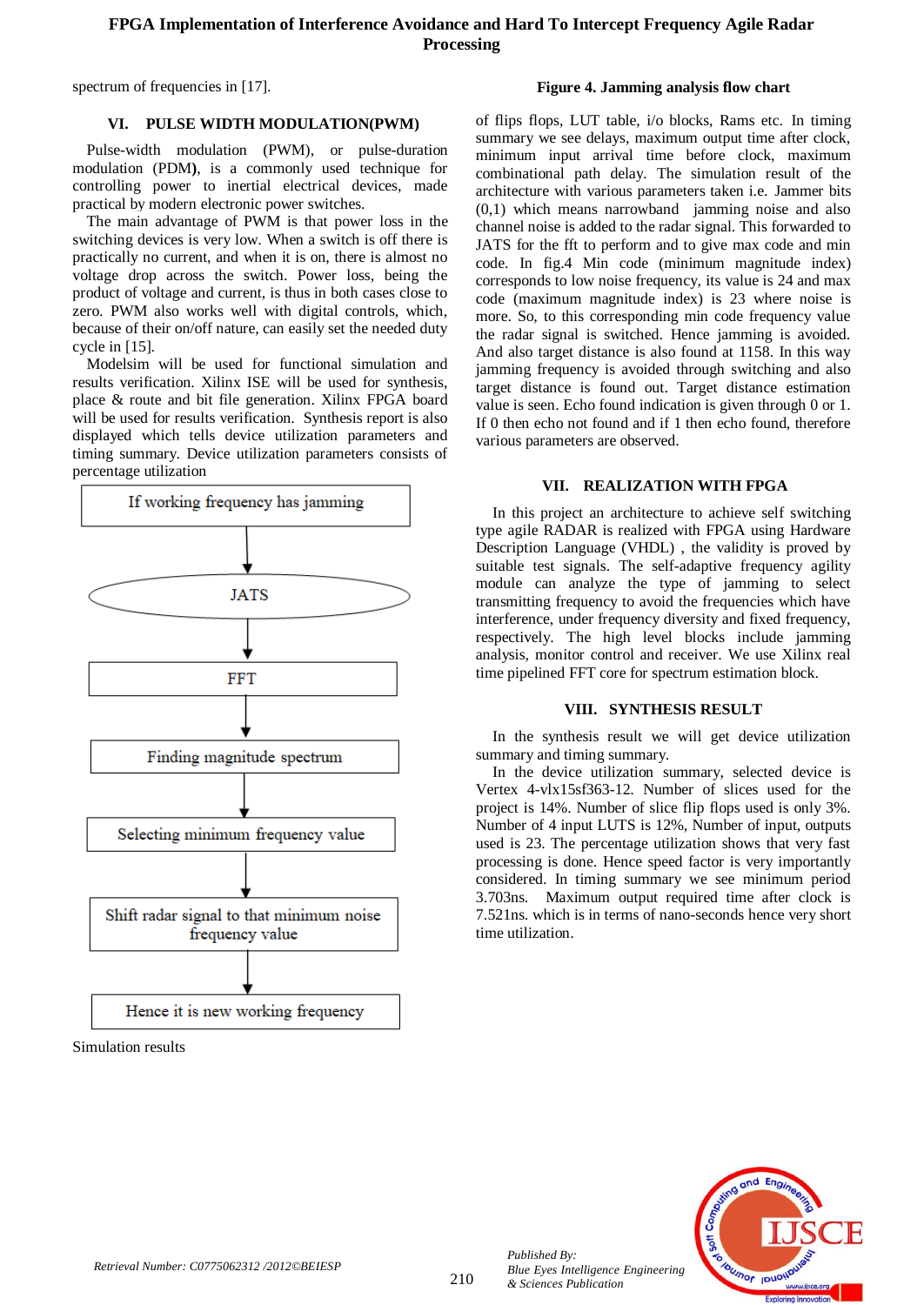spectrum of frequencies in [17].

## VI. PULSE WIDTH MODULATION(PWM)

Pulse-width modulation (PWM), or pulse-duration modulation (PDM), is a commonly used technique for controlling power to inertial electrical devices, made practical by modern electronic power switches.

The main advantage of PWM is that power loss in the switching devices is very low. When a switch is off there is practically no current, and when it is on, there is almost no voltage drop across the switch. Power loss, being the product of voltage and current, is thus in both cases close to zero. PWM also works well with digital controls, which, because of their on/off nature, can easily set the needed duty cycle in [15].

Modelsim will be used for functional simulation and results verification. Xilinx ISE will be used for synthesis, place & route and bit file generation. Xilinx FPGA board will be used for results verification. Synthesis report is also displayed which tells device utilization parameters and timing summary. Device utilization parameters consists of percentage utilization

If working frequency has jamming → JATS → FFT → Finding magnitude spectrum → Selecting minimum frequency value → Shift radar signal to that minimum noise frequency value → Hence it is new working frequency

**Figure 4. Jamming analysis flow chart**

Simulation results

of flips flops, LUT table, i/o blocks, Rams etc. In timing summary we see delays, maximum output time after clock, minimum input arrival time before clock, maximum combinational path delay. The simulation result of the architecture with various parameters taken i.e. Jammer bits (0,1) which means narrowband jamming noise and also channel noise is added to the radar signal. This forwarded to JATS for the fft to perform and to give max code and min code. In fig.4 Min code (minimum magnitude index) corresponds to low noise frequency, its value is 24 and max code (maximum magnitude index) is 23 where noise is more. So, to this corresponding min code frequency value the radar signal is switched. Hence jamming is avoided. And also target distance is also found at 1158. In this way jamming frequency is avoided through switching and also target distance is found out. Target distance estimation value is seen. Echo found indication is given through 0 or 1. If 0 then echo not found and if 1 then echo found, therefore various parameters are observed.

## VII. REALIZATION WITH FPGA

In this project an architecture to achieve self switching type agile RADAR is realized with FPGA using Hardware Description Language (VHDL) , the validity is proved by suitable test signals. The self-adaptive frequency agility module can analyze the type of jamming to select transmitting frequency to avoid the frequencies which have interference, under frequency diversity and fixed frequency, respectively. The high level blocks include jamming analysis, monitor control and receiver. We use Xilinx real time pipelined FFT core for spectrum estimation block.

## VIII. SYNTHESIS RESULT

In the synthesis result we will get device utilization summary and timing summary.

In the device utilization summary, selected device is Vertex 4-vlx15sf363-12. Number of slices used for the project is 14%. Number of slice flip flops used is only 3%. Number of 4 input LUTS is 12%, Number of input, outputs used is 23. The percentage utilization shows that very fast processing is done. Hence speed factor is very importantly considered. In timing summary we see minimum period 3.703ns. Maximum output required time after clock is 7.521ns. which is in terms of nano-seconds hence very short time utilization.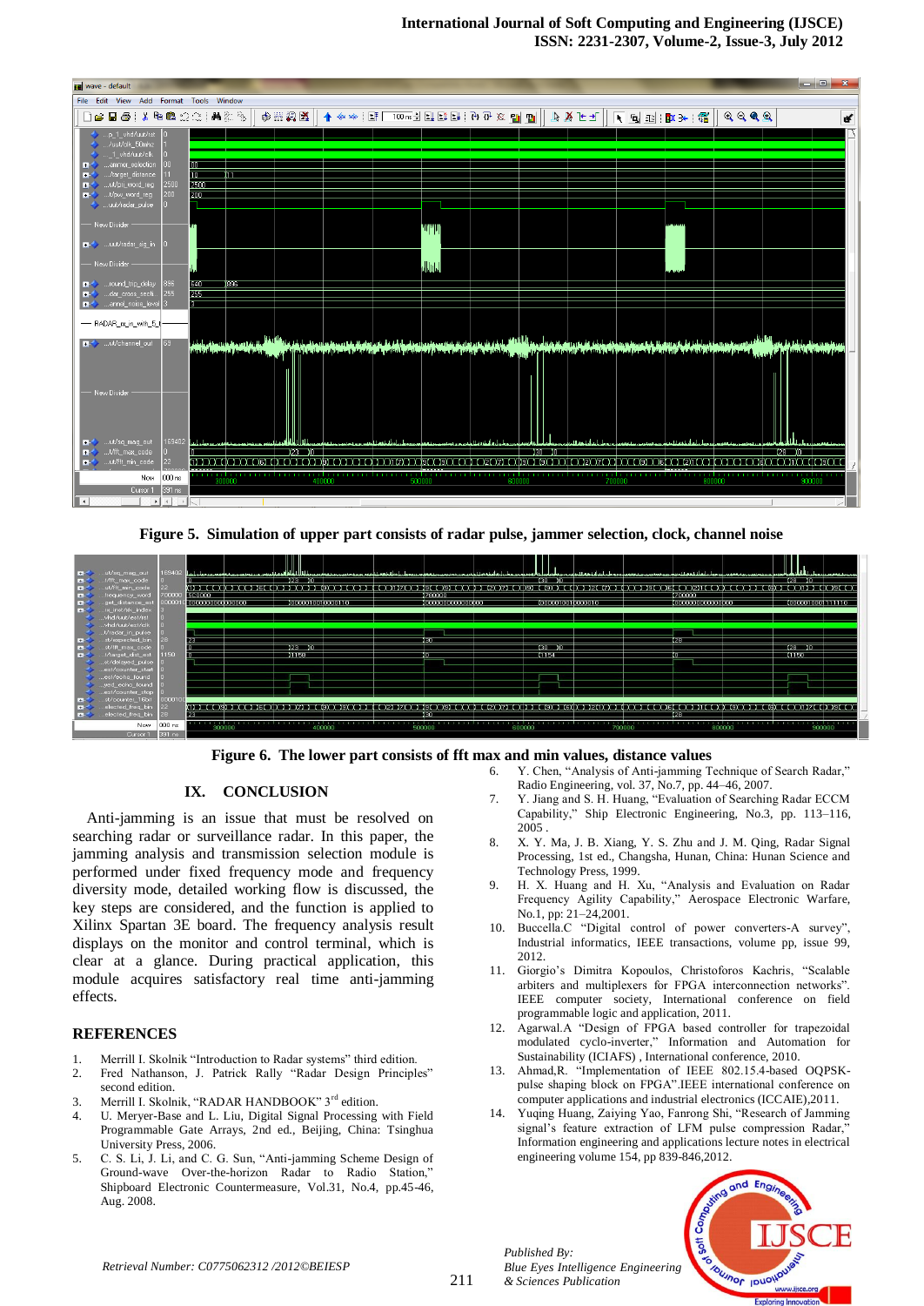Figure 5. Simulation of upper part consists of radar pulse, jammer selection, clock, channel noise

Figure 6. The lower part consists of fft max and min values, distance values

## IX. CONCLUSION

Anti-jamming is an issue that must be resolved on searching radar or surveillance radar. In this paper, the jamming analysis and transmission selection module is performed under fixed frequency mode and frequency diversity mode, detailed working flow is discussed, the key steps are considered, and the function is applied to Xilinx Spartan 3E board. The frequency analysis result displays on the monitor and control terminal, which is clear at a glance. During practical application, this module acquires satisfactory real time anti-jamming effects.

## REFERENCES

1. Merrill I. Skolnik "Introduction to Radar systems" third edition.
2. Fred Nathanson, J. Patrick Rally "Radar Design Principles" second edition.
3. Merrill I. Skolnik, "RADAR HANDBOOK" 3rd edition.
4. U. Meryer-Base and L. Liu, Digital Signal Processing with Field Programmable Gate Arrays, 2nd ed., Beijing, China: Tsinghua University Press, 2006.
5. C. S. Li, J. Li, and C. G. Sun, "Anti-jamming Scheme Design of Ground-wave Over-the-horizon Radar to Radio Station," Shipboard Electronic Countermeasure, Vol.31, No.4, pp.45-46, Aug. 2008.
6. Y. Chen, "Analysis of Anti-jamming Technique of Search Radar," Radio Engineering, vol. 37, No.7, pp. 44–46, 2007.
7. Y. Jiang and S. H. Huang, "Evaluation of Searching Radar ECCM Capability," Ship Electronic Engineering, No.3, pp. 113–116, 2005 .
8. X. Y. Ma, J. B. Xiang, Y. S. Zhu and J. M. Qing, Radar Signal Processing, 1st ed., Changsha, Hunan, China: Hunan Science and Technology Press, 1999.
9. H. X. Huang and H. Xu, "Analysis and Evaluation on Radar Frequency Agility Capability," Aerospace Electronic Warfare, No.1, pp: 21–24,2001.
10. Buccella.C "Digital control of power converters-A survey", Industrial informatics, IEEE transactions, volume pp, issue 99, 2012.
11. Giorgio's Dimitra Kopoulos, Christoforos Kachris, "Scalable arbiters and multiplexers for FPGA interconnection networks". IEEE computer society, International conference on field programmable logic and application, 2011.
12. Agarwal.A "Design of FPGA based controller for trapezoidal modulated cyclo-inverter," Information and Automation for Sustainability (ICIAFS) , International conference, 2010.
13. Ahmad,R. "Implementation of IEEE 802.15.4-based OQPSK-pulse shaping block on FPGA".IEEE international conference on computer applications and industrial electronics (ICCAIE),2011.
14. Yuqing Huang, Zaiying Yao, Fanrong Shi, "Research of Jamming signal's feature extraction of LFM pulse compression Radar," Information engineering and applications lecture notes in electrical engineering volume 154, pp 839-846,2012.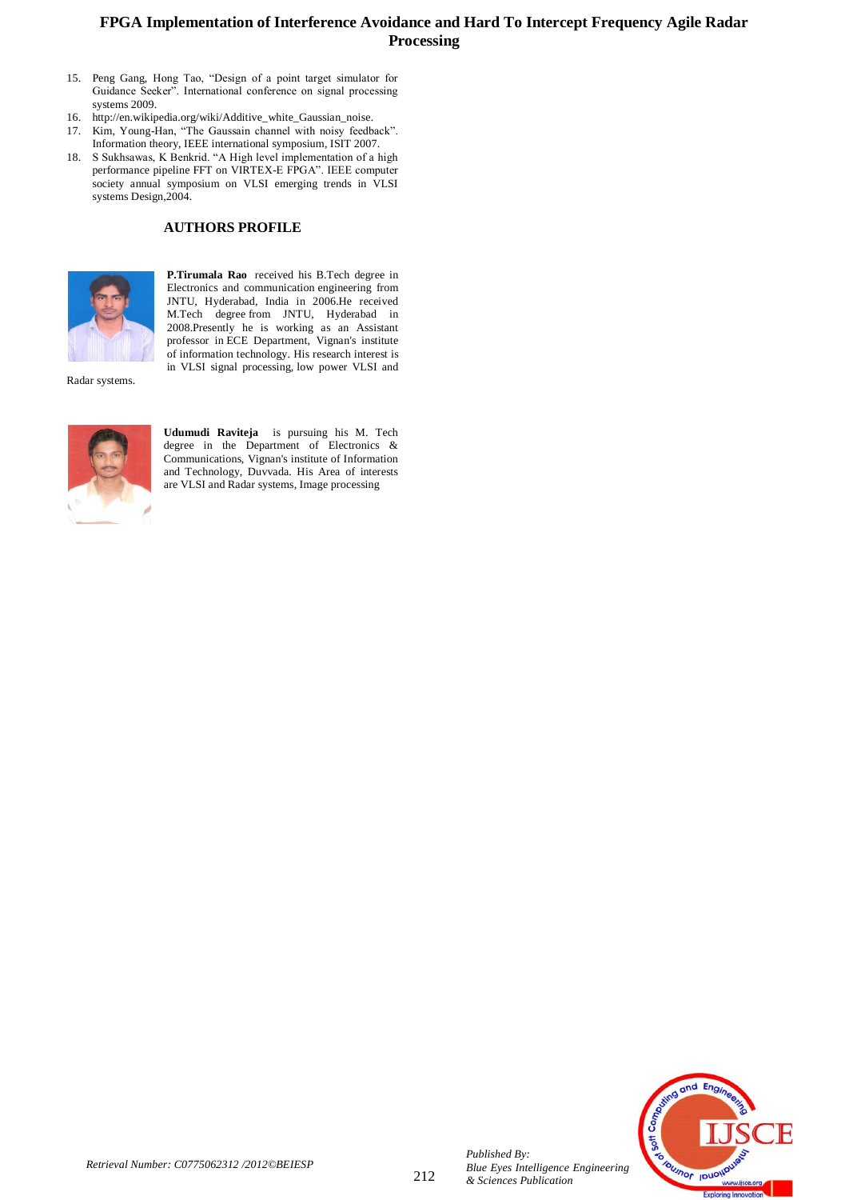15. Peng Gang, Hong Tao, "Design of a point target simulator for Guidance Seeker". International conference on signal processing systems 2009.
16. http://en.wikipedia.org/wiki/Additive_white_Gaussian_noise.
17. Kim, Young-Han, "The Gaussain channel with noisy feedback". Information theory, IEEE international symposium, ISIT 2007.
18. S Sukhsawas, K Benkrid. "A High level implementation of a high performance pipeline FFT on VIRTEX-E FPGA". IEEE computer society annual symposium on VLSI emerging trends in VLSI systems Design,2004.

## AUTHORS PROFILE

**P.Tirumala Rao** received his B.Tech degree in Electronics and communication engineering from JNTU, Hyderabad, India in 2006.He received M.Tech degree from JNTU, Hyderabad in 2008.Presently he is working as an Assistant professor in ECE Department, Vignan's institute of information technology. His research interest is in VLSI signal processing, low power VLSI and Radar systems.

**Udumudi Raviteja** is pursuing his M. Tech degree in the Department of Electronics & Communications, Vignan's institute of Information and Technology, Duvvada. His Area of interests are VLSI and Radar systems, Image processing